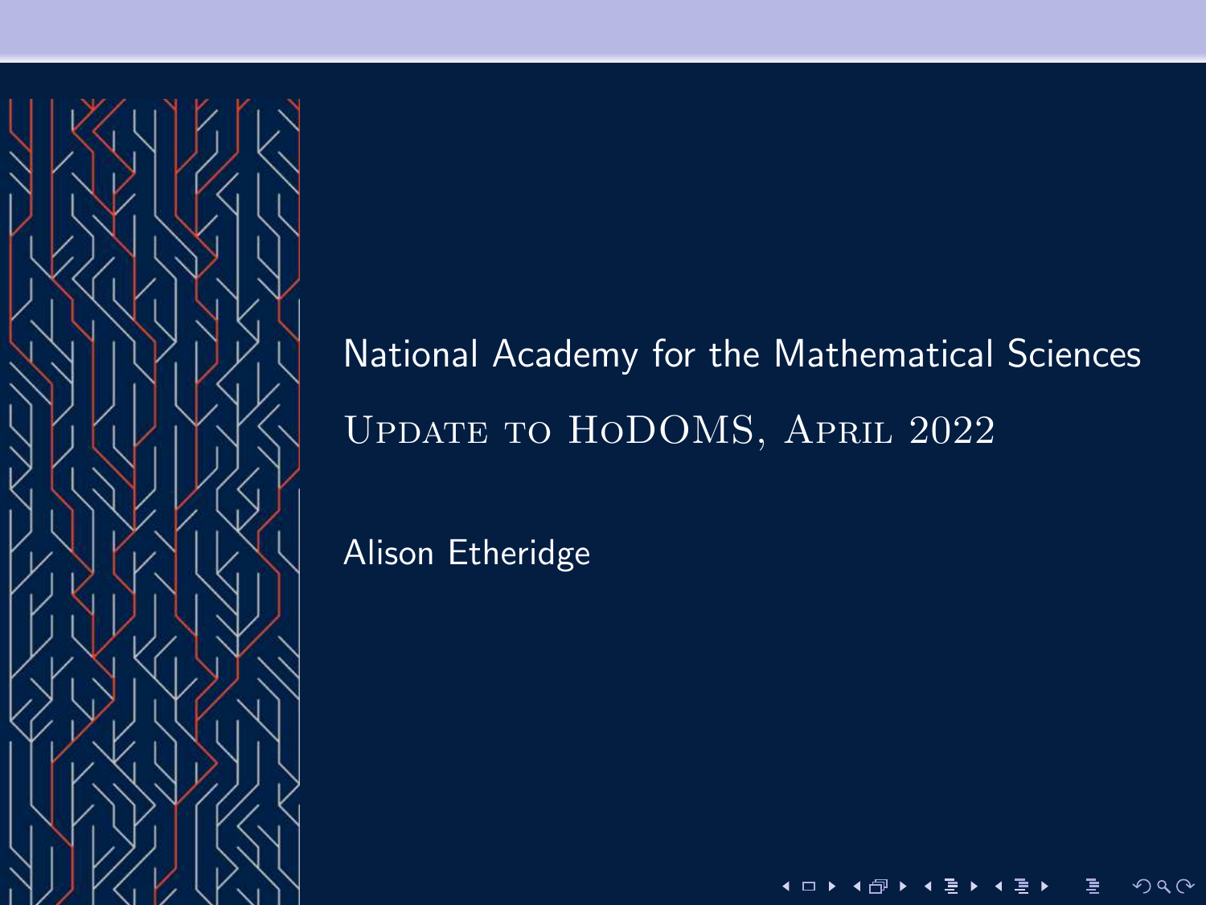# National Academy for the Mathematical Sciences

## Update to HoDOMS, April 2022

Alison Etheridge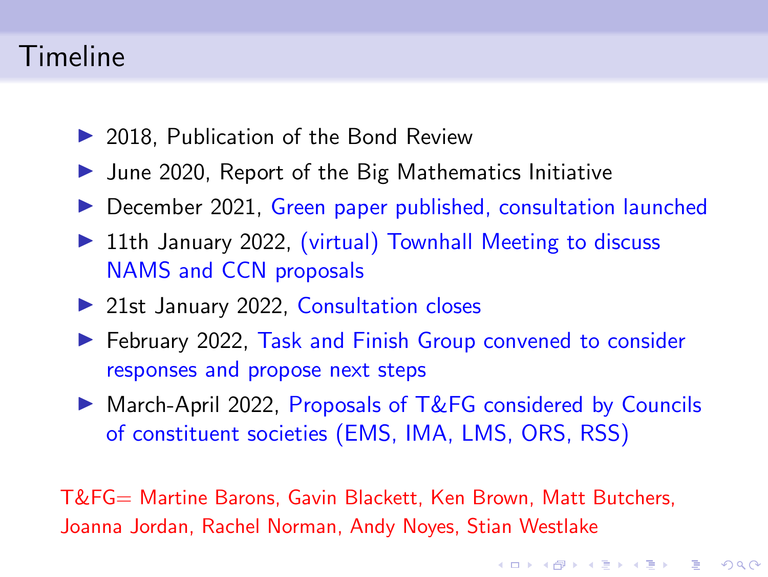# Timeline

- 2018, Publication of the Bond Review
- June 2020, Report of the Big Mathematics Initiative
- December 2021, Green paper published, consultation launched
- 11th January 2022, (virtual) Townhall Meeting to discuss NAMS and CCN proposals
- 21st January 2022, Consultation closes
- February 2022, Task and Finish Group convened to consider responses and propose next steps
- March-April 2022, Proposals of T&FG considered by Councils of constituent societies (EMS, IMA, LMS, ORS, RSS)

T&FG= Martine Barons, Gavin Blackett, Ken Brown, Matt Butchers, Joanna Jordan, Rachel Norman, Andy Noyes, Stian Westlake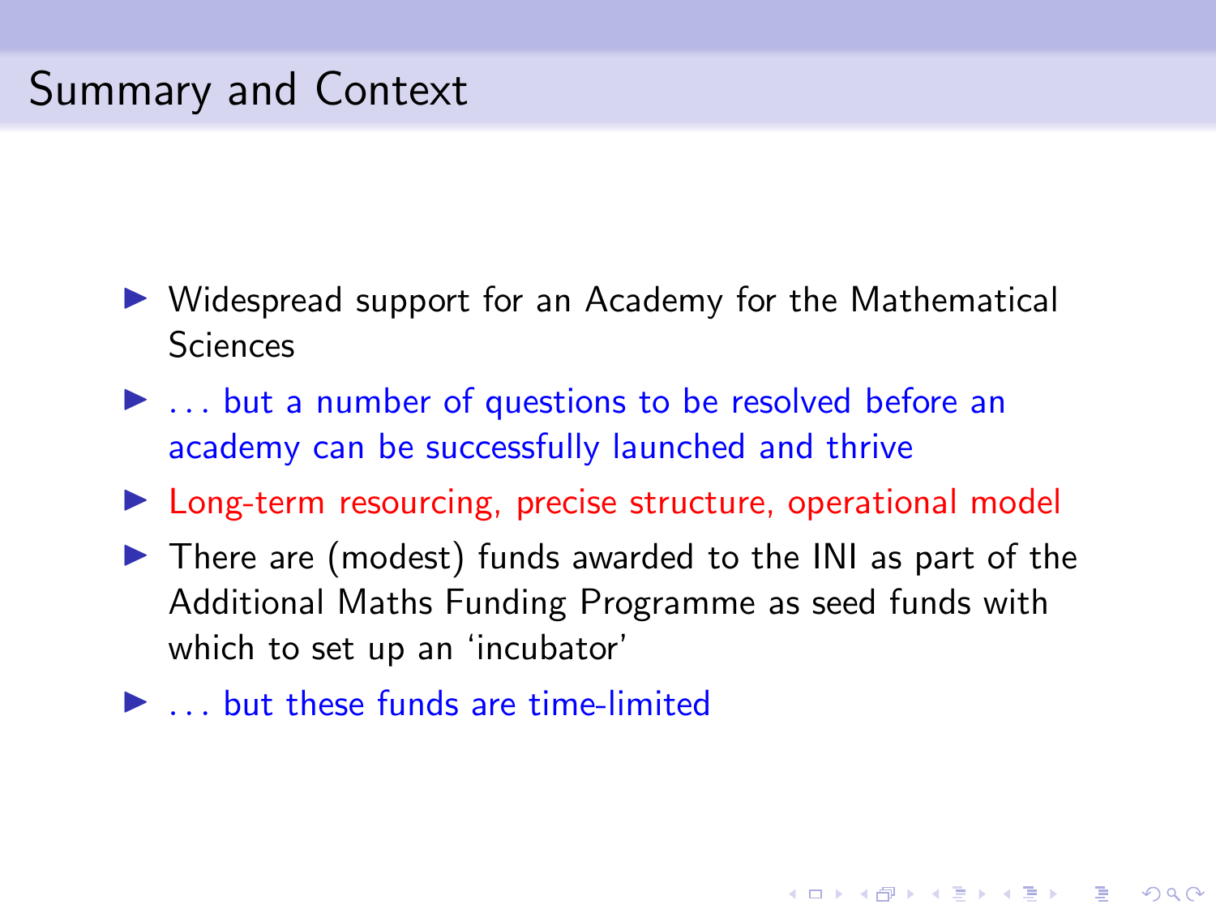# Summary and Context

- Widespread support for an Academy for the Mathematical Sciences
- . . . but a number of questions to be resolved before an academy can be successfully launched and thrive
- Long-term resourcing, precise structure, operational model
- There are (modest) funds awarded to the INI as part of the Additional Maths Funding Programme as seed funds with which to set up an 'incubator'
- . . . but these funds are time-limited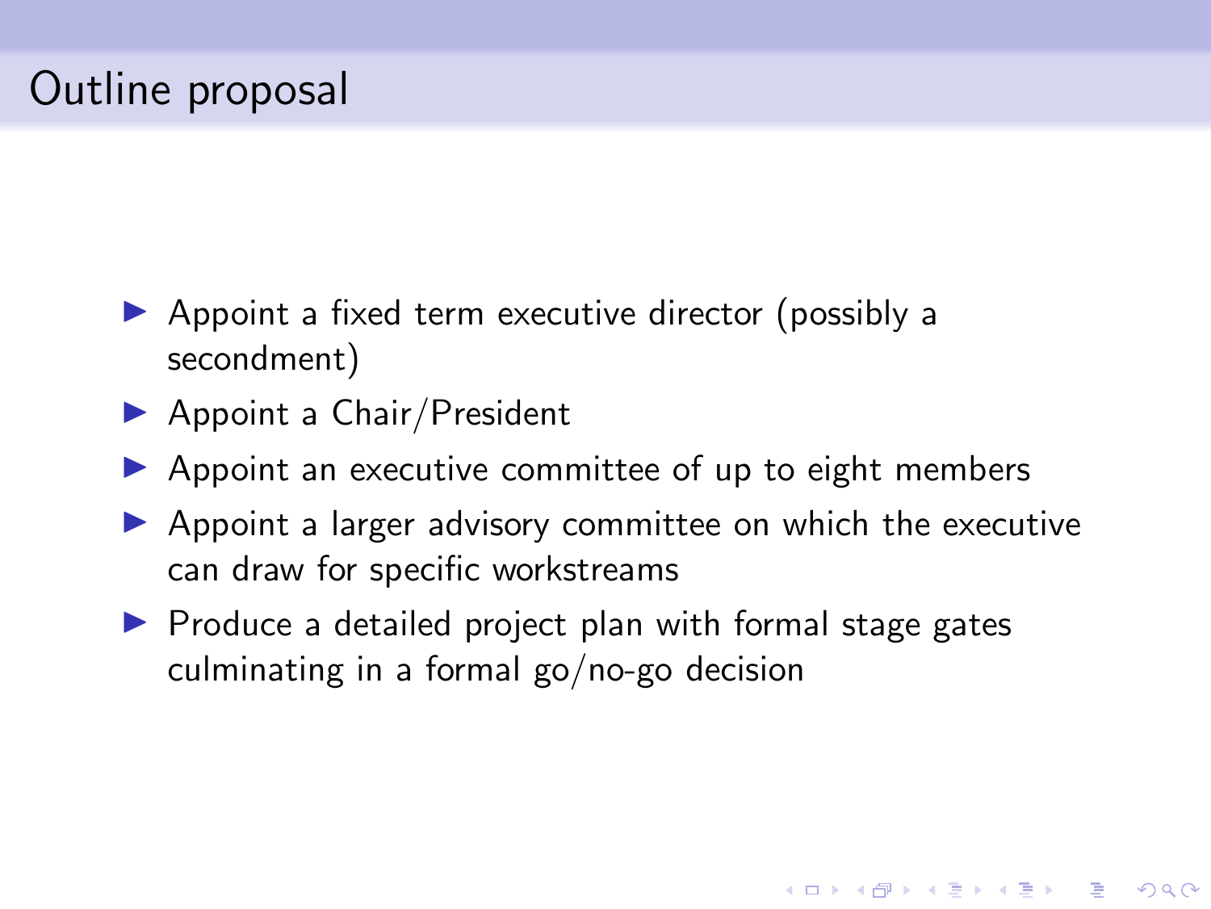# Outline proposal

- Appoint a fixed term executive director (possibly a secondment)
- Appoint a Chair/President
- Appoint an executive committee of up to eight members
- Appoint a larger advisory committee on which the executive can draw for specific workstreams
- Produce a detailed project plan with formal stage gates culminating in a formal go/no-go decision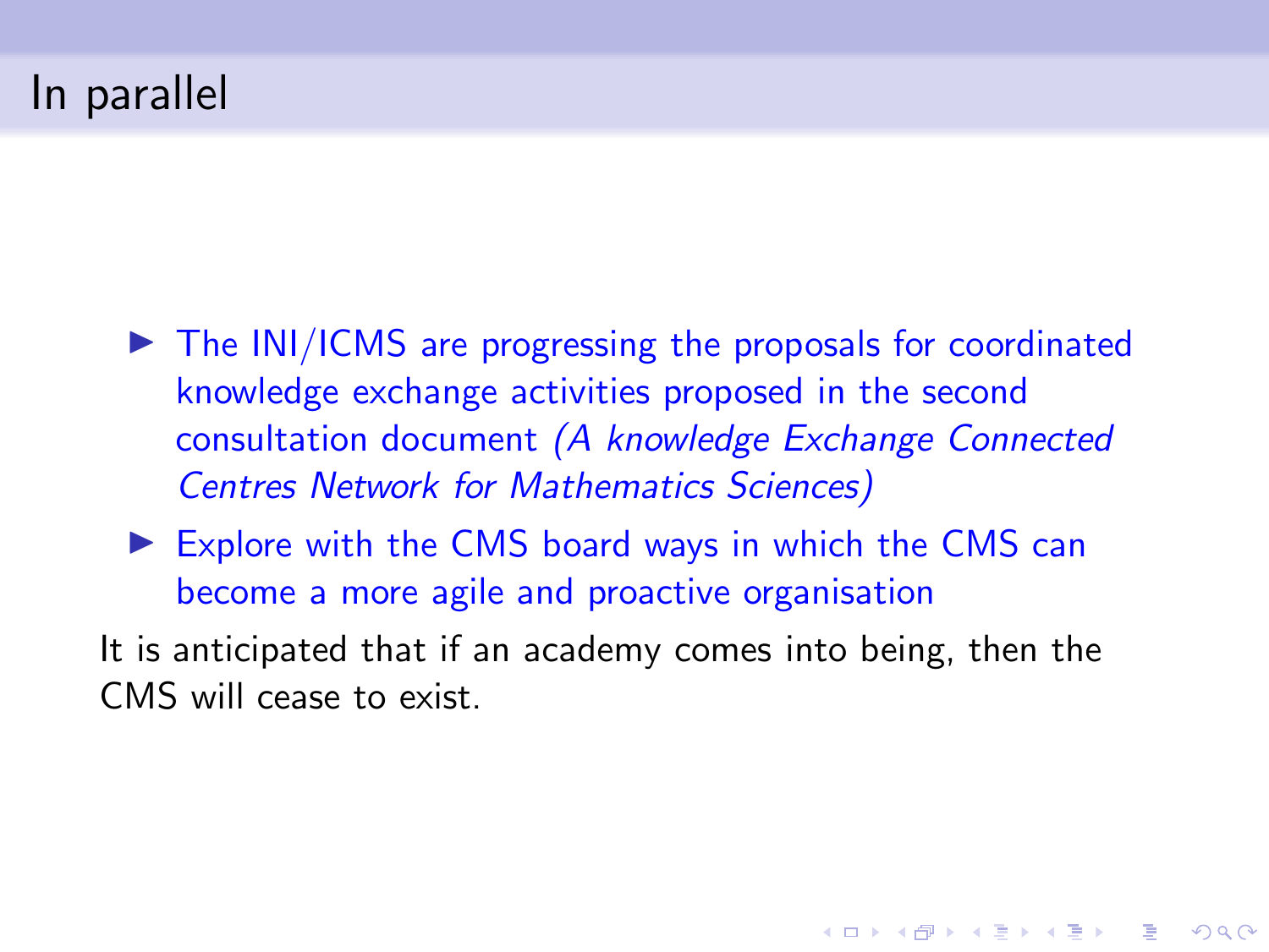# In parallel

- The INI/ICMS are progressing the proposals for coordinated knowledge exchange activities proposed in the second consultation document *(A knowledge Exchange Connected Centres Network for Mathematics Sciences)*
- Explore with the CMS board ways in which the CMS can become a more agile and proactive organisation

It is anticipated that if an academy comes into being, then the CMS will cease to exist.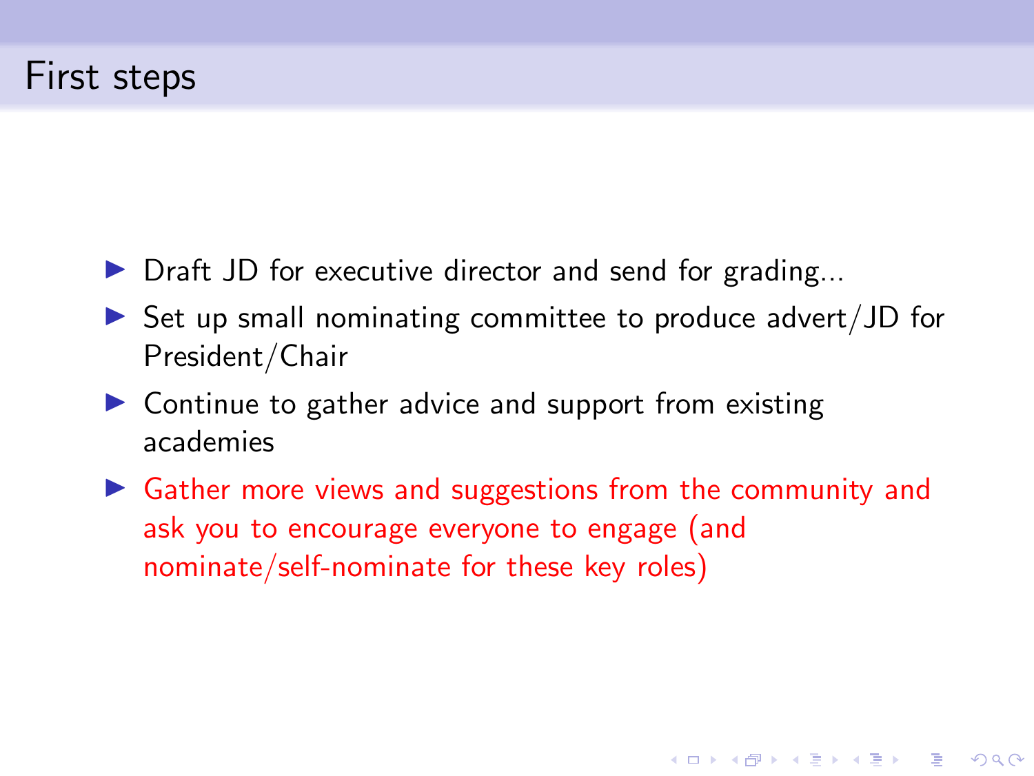# First steps

- Draft JD for executive director and send for grading...
- Set up small nominating committee to produce advert/JD for President/Chair
- Continue to gather advice and support from existing academies
- Gather more views and suggestions from the community and ask you to encourage everyone to engage (and nominate/self-nominate for these key roles)